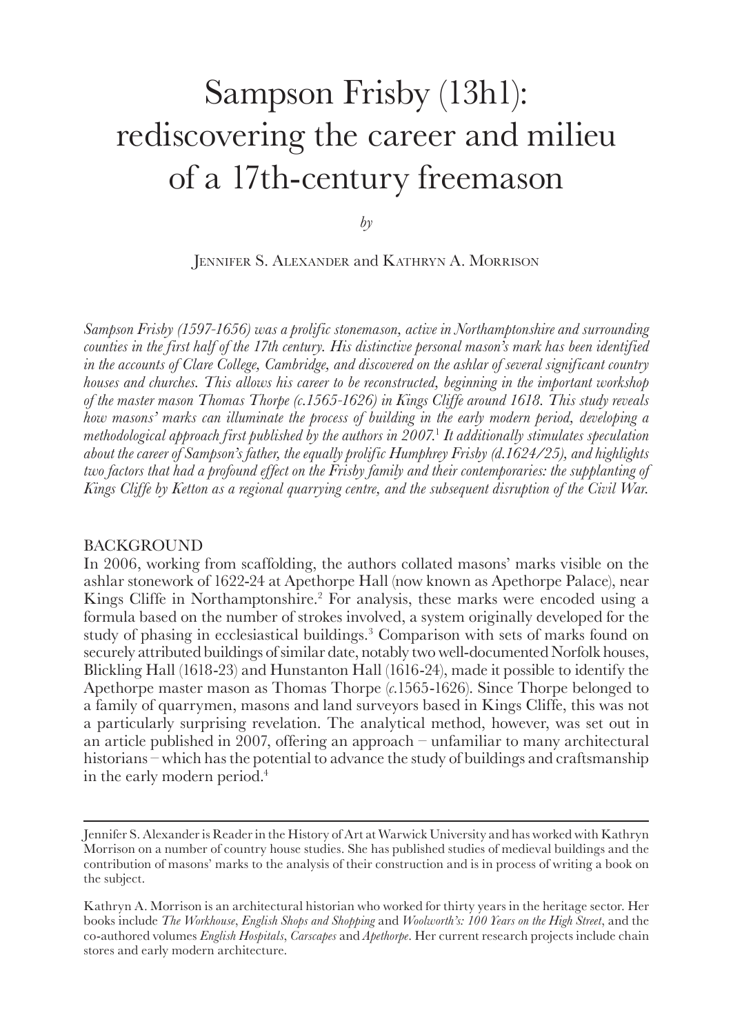# Sampson Frisby (13h1): rediscovering the career and milieu of a 17th-century freemason

*by*

Jennifer S. Alexander and Kathryn A. Morrison

*Sampson Frisby (1597-1656) was a prolific stonemason, active in Northamptonshire and surrounding counties in the first half of the 17th century. His distinctive personal mason's mark has been identified in the accounts of Clare College, Cambridge, and discovered on the ashlar of several significant country houses and churches. This allows his career to be reconstructed, beginning in the important workshop of the master mason Thomas Thorpe (c.1565-1626) in Kings Cliffe around 1618. This study reveals how masons' marks can illuminate the process of building in the early modern period, developing a methodological approach first published by the authors in 2007.[1] It additionally stimulates speculation about the career of Sampson's father, the equally prolific Humphrey Frisby (d.1624/25), and highlights two factors that had a profound effect on the Frisby family and their contemporaries: the supplanting of Kings Cliffe by Ketton as a regional quarrying centre, and the subsequent disruption of the Civil War.*

## BACKGROUND

In 2006, working from scaffolding, the authors collated masons' marks visible on the ashlar stonework of 1622-24 at Apethorpe Hall (now known as Apethorpe Palace), near Kings Cliffe in Northamptonshire.[2] For analysis, these marks were encoded using a formula based on the number of strokes involved, a system originally developed for the study of phasing in ecclesiastical buildings.[3] Comparison with sets of marks found on securely attributed buildings of similar date, notably two well-documented Norfolk houses, Blickling Hall (1618-23) and Hunstanton Hall (1616-24), made it possible to identify the Apethorpe master mason as Thomas Thorpe (*c.*1565-1626). Since Thorpe belonged to a family of quarrymen, masons and land surveyors based in Kings Cliffe, this was not a particularly surprising revelation. The analytical method, however, was set out in an article published in 2007, offering an approach – unfamiliar to many architectural historians – which has the potential to advance the study of buildings and craftsmanship in the early modern period.[4]

---

Jennifer S. Alexander is Reader in the History of Art at Warwick University and has worked with Kathryn Morrison on a number of country house studies. She has published studies of medieval buildings and the contribution of masons' marks to the analysis of their construction and is in process of writing a book on the subject.

Kathryn A. Morrison is an architectural historian who worked for thirty years in the heritage sector. Her books include *The Workhouse*, *English Shops and Shopping* and *Woolworth's: 100 Years on the High Street*, and the co-authored volumes *English Hospitals*, *Carscapes* and *Apethorpe*. Her current research projects include chain stores and early modern architecture.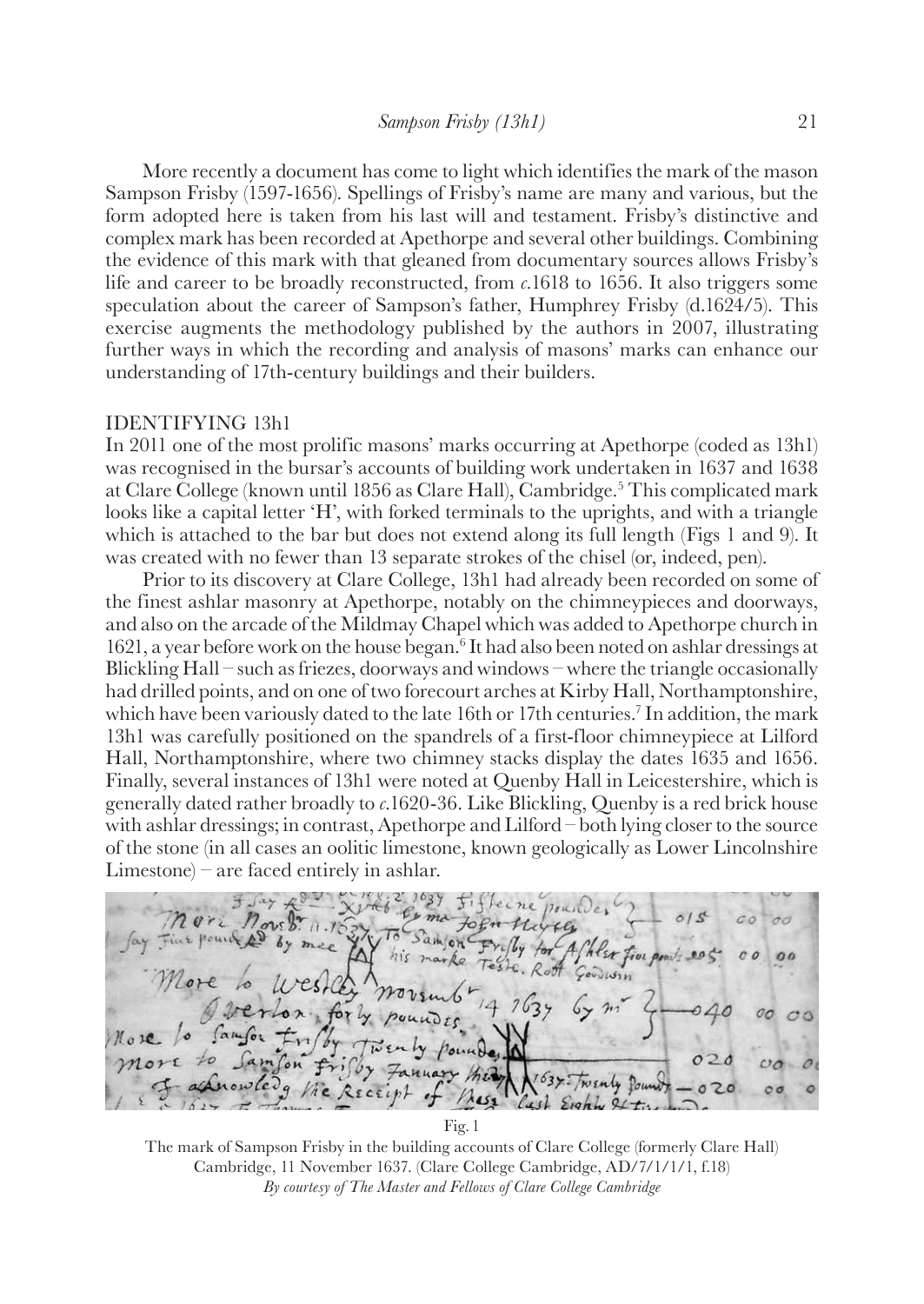More recently a document has come to light which identifies the mark of the mason Sampson Frisby (1597-1656). Spellings of Frisby's name are many and various, but the form adopted here is taken from his last will and testament. Frisby's distinctive and complex mark has been recorded at Apethorpe and several other buildings. Combining the evidence of this mark with that gleaned from documentary sources allows Frisby's life and career to be broadly reconstructed, from *c.*1618 to 1656. It also triggers some speculation about the career of Sampson's father, Humphrey Frisby (d.1624/5). This exercise augments the methodology published by the authors in 2007, illustrating further ways in which the recording and analysis of masons' marks can enhance our understanding of 17th-century buildings and their builders.

## IDENTIFYING 13h1

In 2011 one of the most prolific masons' marks occurring at Apethorpe (coded as 13h1) was recognised in the bursar's accounts of building work undertaken in 1637 and 1638 at Clare College (known until 1856 as Clare Hall), Cambridge.[5] This complicated mark looks like a capital letter 'H', with forked terminals to the uprights, and with a triangle which is attached to the bar but does not extend along its full length (Figs 1 and 9). It was created with no fewer than 13 separate strokes of the chisel (or, indeed, pen).

Prior to its discovery at Clare College, 13h1 had already been recorded on some of the finest ashlar masonry at Apethorpe, notably on the chimneypieces and doorways, and also on the arcade of the Mildmay Chapel which was added to Apethorpe church in 1621, a year before work on the house began.[6] It had also been noted on ashlar dressings at Blickling Hall – such as friezes, doorways and windows – where the triangle occasionally had drilled points, and on one of two forecourt arches at Kirby Hall, Northamptonshire, which have been variously dated to the late 16th or 17th centuries.[7] In addition, the mark 13h1 was carefully positioned on the spandrels of a first-floor chimneypiece at Lilford Hall, Northamptonshire, where two chimney stacks display the dates 1635 and 1656. Finally, several instances of 13h1 were noted at Quenby Hall in Leicestershire, which is generally dated rather broadly to *c.*1620-36. Like Blickling, Quenby is a red brick house with ashlar dressings; in contrast, Apethorpe and Lilford – both lying closer to the source of the stone (in all cases an oolitic limestone, known geologically as Lower Lincolnshire Limestone) – are faced entirely in ashlar.

Fig. 1

The mark of Sampson Frisby in the building accounts of Clare College (formerly Clare Hall) Cambridge, 11 November 1637. (Clare College Cambridge, AD/7/1/1/1, f.18)
*By courtesy of The Master and Fellows of Clare College Cambridge*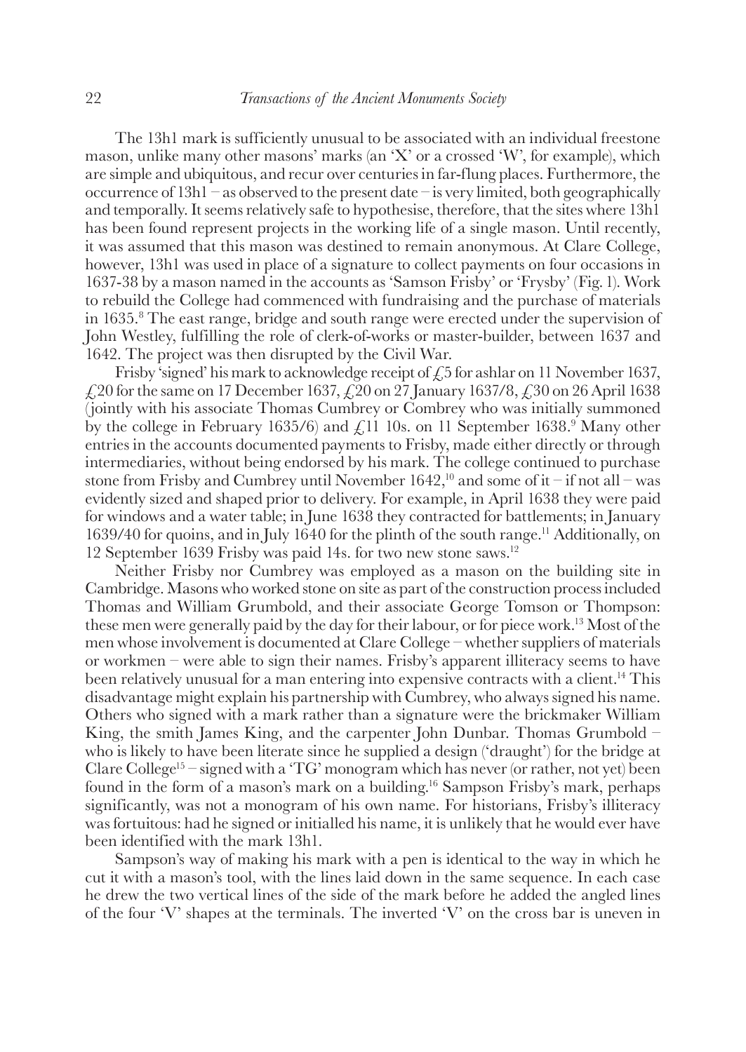The 13h1 mark is sufficiently unusual to be associated with an individual freestone mason, unlike many other masons' marks (an 'X' or a crossed 'W', for example), which are simple and ubiquitous, and recur over centuries in far-flung places. Furthermore, the occurrence of 13h1 – as observed to the present date – is very limited, both geographically and temporally. It seems relatively safe to hypothesise, therefore, that the sites where 13h1 has been found represent projects in the working life of a single mason. Until recently, it was assumed that this mason was destined to remain anonymous. At Clare College, however, 13h1 was used in place of a signature to collect payments on four occasions in 1637-38 by a mason named in the accounts as 'Samson Frisby' or 'Frysby' (Fig. 1). Work to rebuild the College had commenced with fundraising and the purchase of materials in 1635.[8] The east range, bridge and south range were erected under the supervision of John Westley, fulfilling the role of clerk-of-works or master-builder, between 1637 and 1642. The project was then disrupted by the Civil War.

Frisby 'signed' his mark to acknowledge receipt of £5 for ashlar on 11 November 1637, £20 for the same on 17 December 1637, £20 on 27 January 1637/8, £30 on 26 April 1638 (jointly with his associate Thomas Cumbrey or Combrey who was initially summoned by the college in February 1635/6) and £11 10s. on 11 September 1638.[9] Many other entries in the accounts documented payments to Frisby, made either directly or through intermediaries, without being endorsed by his mark. The college continued to purchase stone from Frisby and Cumbrey until November 1642,[10] and some of it – if not all – was evidently sized and shaped prior to delivery. For example, in April 1638 they were paid for windows and a water table; in June 1638 they contracted for battlements; in January 1639/40 for quoins, and in July 1640 for the plinth of the south range.[11] Additionally, on 12 September 1639 Frisby was paid 14s. for two new stone saws.[12]

Neither Frisby nor Cumbrey was employed as a mason on the building site in Cambridge. Masons who worked stone on site as part of the construction process included Thomas and William Grumbold, and their associate George Tomson or Thompson: these men were generally paid by the day for their labour, or for piece work.[13] Most of the men whose involvement is documented at Clare College – whether suppliers of materials or workmen – were able to sign their names. Frisby's apparent illiteracy seems to have been relatively unusual for a man entering into expensive contracts with a client.[14] This disadvantage might explain his partnership with Cumbrey, who always signed his name. Others who signed with a mark rather than a signature were the brickmaker William King, the smith James King, and the carpenter John Dunbar. Thomas Grumbold – who is likely to have been literate since he supplied a design ('draught') for the bridge at Clare College[15] – signed with a 'TG' monogram which has never (or rather, not yet) been found in the form of a mason's mark on a building.[16] Sampson Frisby's mark, perhaps significantly, was not a monogram of his own name. For historians, Frisby's illiteracy was fortuitous: had he signed or initialled his name, it is unlikely that he would ever have been identified with the mark 13h1.

Sampson's way of making his mark with a pen is identical to the way in which he cut it with a mason's tool, with the lines laid down in the same sequence. In each case he drew the two vertical lines of the side of the mark before he added the angled lines of the four 'V' shapes at the terminals. The inverted 'V' on the cross bar is uneven in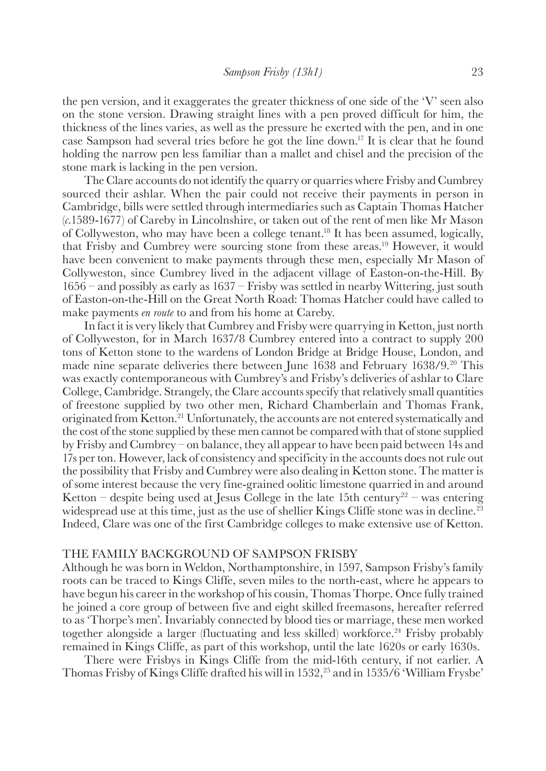the pen version, and it exaggerates the greater thickness of one side of the 'V' seen also on the stone version. Drawing straight lines with a pen proved difficult for him, the thickness of the lines varies, as well as the pressure he exerted with the pen, and in one case Sampson had several tries before he got the line down.[17] It is clear that he found holding the narrow pen less familiar than a mallet and chisel and the precision of the stone mark is lacking in the pen version.

The Clare accounts do not identify the quarry or quarries where Frisby and Cumbrey sourced their ashlar. When the pair could not receive their payments in person in Cambridge, bills were settled through intermediaries such as Captain Thomas Hatcher (*c.*1589-1677) of Careby in Lincolnshire, or taken out of the rent of men like Mr Mason of Collyweston, who may have been a college tenant.[18] It has been assumed, logically, that Frisby and Cumbrey were sourcing stone from these areas.[19] However, it would have been convenient to make payments through these men, especially Mr Mason of Collyweston, since Cumbrey lived in the adjacent village of Easton-on-the-Hill. By 1656 – and possibly as early as 1637 – Frisby was settled in nearby Wittering, just south of Easton-on-the-Hill on the Great North Road: Thomas Hatcher could have called to make payments *en route* to and from his home at Careby.

In fact it is very likely that Cumbrey and Frisby were quarrying in Ketton, just north of Collyweston, for in March 1637/8 Cumbrey entered into a contract to supply 200 tons of Ketton stone to the wardens of London Bridge at Bridge House, London, and made nine separate deliveries there between June 1638 and February 1638/9.[20] This was exactly contemporaneous with Cumbrey's and Frisby's deliveries of ashlar to Clare College, Cambridge. Strangely, the Clare accounts specify that relatively small quantities of freestone supplied by two other men, Richard Chamberlain and Thomas Frank, originated from Ketton.[21] Unfortunately, the accounts are not entered systematically and the cost of the stone supplied by these men cannot be compared with that of stone supplied by Frisby and Cumbrey – on balance, they all appear to have been paid between 14s and 17s per ton. However, lack of consistency and specificity in the accounts does not rule out the possibility that Frisby and Cumbrey were also dealing in Ketton stone. The matter is of some interest because the very fine-grained oolitic limestone quarried in and around Ketton – despite being used at Jesus College in the late 15th century[22] – was entering widespread use at this time, just as the use of shellier Kings Cliffe stone was in decline.[23] Indeed, Clare was one of the first Cambridge colleges to make extensive use of Ketton.

## THE FAMILY BACKGROUND OF SAMPSON FRISBY

Although he was born in Weldon, Northamptonshire, in 1597, Sampson Frisby's family roots can be traced to Kings Cliffe, seven miles to the north-east, where he appears to have begun his career in the workshop of his cousin, Thomas Thorpe. Once fully trained he joined a core group of between five and eight skilled freemasons, hereafter referred to as 'Thorpe's men'. Invariably connected by blood ties or marriage, these men worked together alongside a larger (fluctuating and less skilled) workforce.[24] Frisby probably remained in Kings Cliffe, as part of this workshop, until the late 1620s or early 1630s.

There were Frisbys in Kings Cliffe from the mid-16th century, if not earlier. A Thomas Frisby of Kings Cliffe drafted his will in 1532,[25] and in 1535/6 'William Frysbe'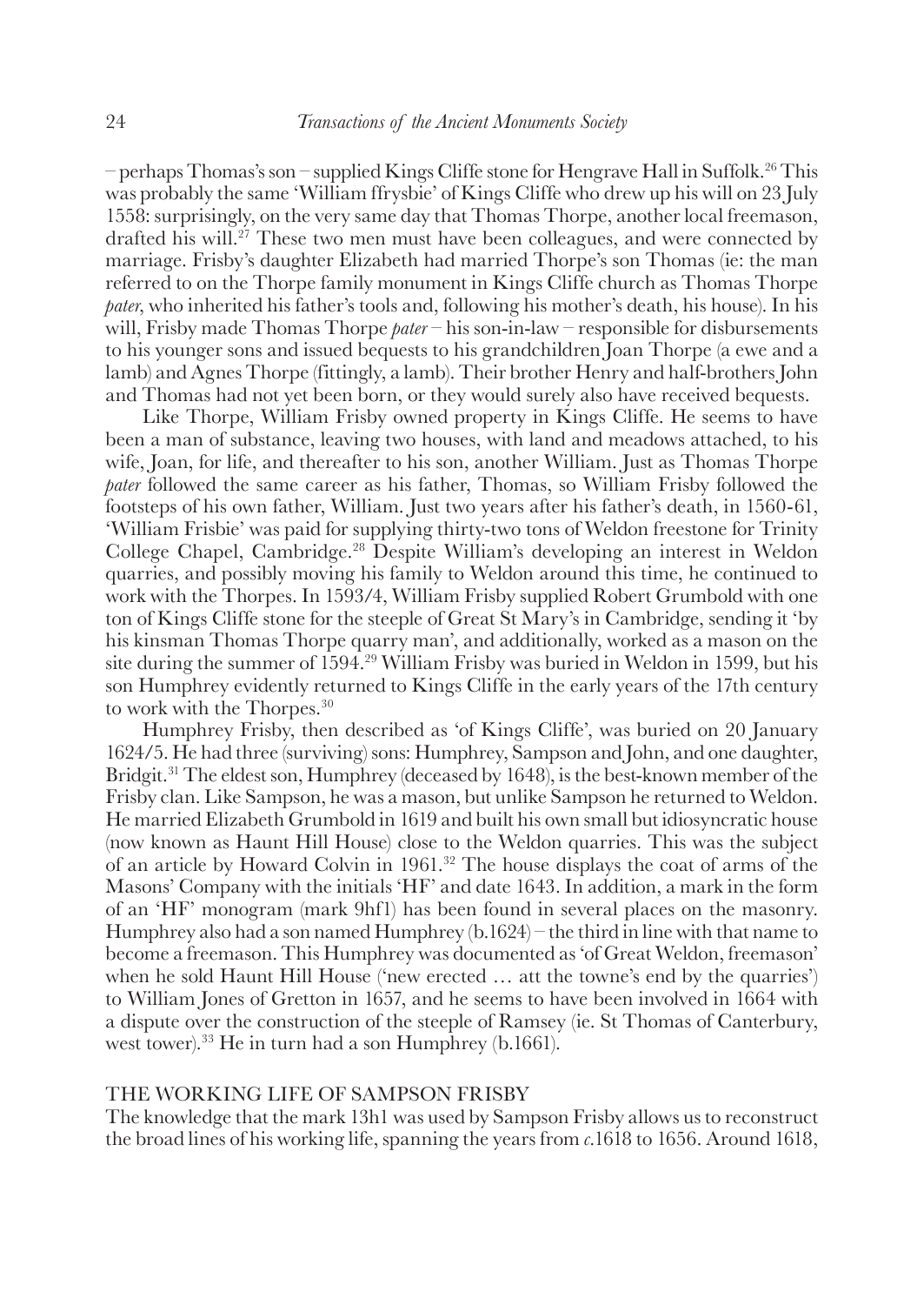– perhaps Thomas's son – supplied Kings Cliffe stone for Hengrave Hall in Suffolk.[26] This was probably the same 'William ffrysbie' of Kings Cliffe who drew up his will on 23 July 1558: surprisingly, on the very same day that Thomas Thorpe, another local freemason, drafted his will.[27] These two men must have been colleagues, and were connected by marriage. Frisby's daughter Elizabeth had married Thorpe's son Thomas (ie: the man referred to on the Thorpe family monument in Kings Cliffe church as Thomas Thorpe *pater*, who inherited his father's tools and, following his mother's death, his house). In his will, Frisby made Thomas Thorpe *pater* – his son-in-law – responsible for disbursements to his younger sons and issued bequests to his grandchildren Joan Thorpe (a ewe and a lamb) and Agnes Thorpe (fittingly, a lamb). Their brother Henry and half-brothers John and Thomas had not yet been born, or they would surely also have received bequests.

Like Thorpe, William Frisby owned property in Kings Cliffe. He seems to have been a man of substance, leaving two houses, with land and meadows attached, to his wife, Joan, for life, and thereafter to his son, another William. Just as Thomas Thorpe *pater* followed the same career as his father, Thomas, so William Frisby followed the footsteps of his own father, William. Just two years after his father's death, in 1560-61, 'William Frisbie' was paid for supplying thirty-two tons of Weldon freestone for Trinity College Chapel, Cambridge.[28] Despite William's developing an interest in Weldon quarries, and possibly moving his family to Weldon around this time, he continued to work with the Thorpes. In 1593/4, William Frisby supplied Robert Grumbold with one ton of Kings Cliffe stone for the steeple of Great St Mary's in Cambridge, sending it 'by his kinsman Thomas Thorpe quarry man', and additionally, worked as a mason on the site during the summer of 1594.[29] William Frisby was buried in Weldon in 1599, but his son Humphrey evidently returned to Kings Cliffe in the early years of the 17th century to work with the Thorpes.[30]

Humphrey Frisby, then described as 'of Kings Cliffe', was buried on 20 January 1624/5. He had three (surviving) sons: Humphrey, Sampson and John, and one daughter, Bridgit.[31] The eldest son, Humphrey (deceased by 1648), is the best-known member of the Frisby clan. Like Sampson, he was a mason, but unlike Sampson he returned to Weldon. He married Elizabeth Grumbold in 1619 and built his own small but idiosyncratic house (now known as Haunt Hill House) close to the Weldon quarries. This was the subject of an article by Howard Colvin in 1961.[32] The house displays the coat of arms of the Masons' Company with the initials 'HF' and date 1643. In addition, a mark in the form of an 'HF' monogram (mark 9hf1) has been found in several places on the masonry. Humphrey also had a son named Humphrey (b.1624) – the third in line with that name to become a freemason. This Humphrey was documented as 'of Great Weldon, freemason' when he sold Haunt Hill House ('new erected … att the towne's end by the quarries') to William Jones of Gretton in 1657, and he seems to have been involved in 1664 with a dispute over the construction of the steeple of Ramsey (ie. St Thomas of Canterbury, west tower).[33] He in turn had a son Humphrey (b.1661).

## THE WORKING LIFE OF SAMPSON FRISBY

The knowledge that the mark 13h1 was used by Sampson Frisby allows us to reconstruct the broad lines of his working life, spanning the years from *c.*1618 to 1656. Around 1618,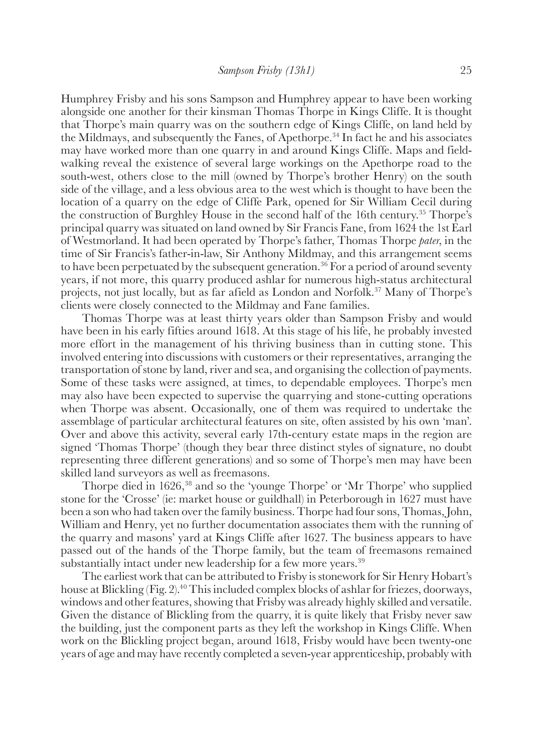Humphrey Frisby and his sons Sampson and Humphrey appear to have been working alongside one another for their kinsman Thomas Thorpe in Kings Cliffe. It is thought that Thorpe's main quarry was on the southern edge of Kings Cliffe, on land held by the Mildmays, and subsequently the Fanes, of Apethorpe.[34] In fact he and his associates may have worked more than one quarry in and around Kings Cliffe. Maps and field-walking reveal the existence of several large workings on the Apethorpe road to the south-west, others close to the mill (owned by Thorpe's brother Henry) on the south side of the village, and a less obvious area to the west which is thought to have been the location of a quarry on the edge of Cliffe Park, opened for Sir William Cecil during the construction of Burghley House in the second half of the 16th century.[35] Thorpe's principal quarry was situated on land owned by Sir Francis Fane, from 1624 the 1st Earl of Westmorland. It had been operated by Thorpe's father, Thomas Thorpe *pater*, in the time of Sir Francis's father-in-law, Sir Anthony Mildmay, and this arrangement seems to have been perpetuated by the subsequent generation.[36] For a period of around seventy years, if not more, this quarry produced ashlar for numerous high-status architectural projects, not just locally, but as far afield as London and Norfolk.[37] Many of Thorpe's clients were closely connected to the Mildmay and Fane families.

Thomas Thorpe was at least thirty years older than Sampson Frisby and would have been in his early fifties around 1618. At this stage of his life, he probably invested more effort in the management of his thriving business than in cutting stone. This involved entering into discussions with customers or their representatives, arranging the transportation of stone by land, river and sea, and organising the collection of payments. Some of these tasks were assigned, at times, to dependable employees. Thorpe's men may also have been expected to supervise the quarrying and stone-cutting operations when Thorpe was absent. Occasionally, one of them was required to undertake the assemblage of particular architectural features on site, often assisted by his own 'man'. Over and above this activity, several early 17th-century estate maps in the region are signed 'Thomas Thorpe' (though they bear three distinct styles of signature, no doubt representing three different generations) and so some of Thorpe's men may have been skilled land surveyors as well as freemasons.

Thorpe died in 1626,[38] and so the 'younge Thorpe' or 'Mr Thorpe' who supplied stone for the 'Crosse' (ie: market house or guildhall) in Peterborough in 1627 must have been a son who had taken over the family business. Thorpe had four sons, Thomas, John, William and Henry, yet no further documentation associates them with the running of the quarry and masons' yard at Kings Cliffe after 1627. The business appears to have passed out of the hands of the Thorpe family, but the team of freemasons remained substantially intact under new leadership for a few more years.[39]

The earliest work that can be attributed to Frisby is stonework for Sir Henry Hobart's house at Blickling (Fig. 2).[40] This included complex blocks of ashlar for friezes, doorways, windows and other features, showing that Frisby was already highly skilled and versatile. Given the distance of Blickling from the quarry, it is quite likely that Frisby never saw the building, just the component parts as they left the workshop in Kings Cliffe. When work on the Blickling project began, around 1618, Frisby would have been twenty-one years of age and may have recently completed a seven-year apprenticeship, probably with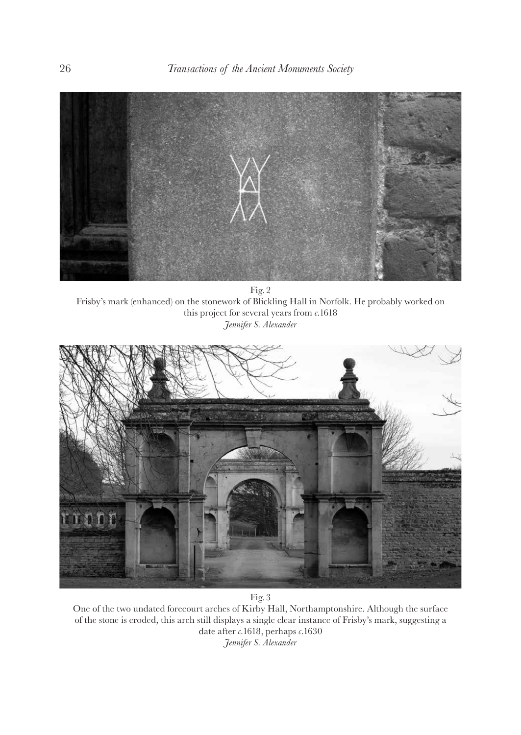Fig. 2

Frisby's mark (enhanced) on the stonework of Blickling Hall in Norfolk. He probably worked on this project for several years from *c.*1618

*Jennifer S. Alexander*

Fig. 3

One of the two undated forecourt arches of Kirby Hall, Northamptonshire. Although the surface of the stone is eroded, this arch still displays a single clear instance of Frisby's mark, suggesting a date after *c.*1618, perhaps *c.*1630

*Jennifer S. Alexander*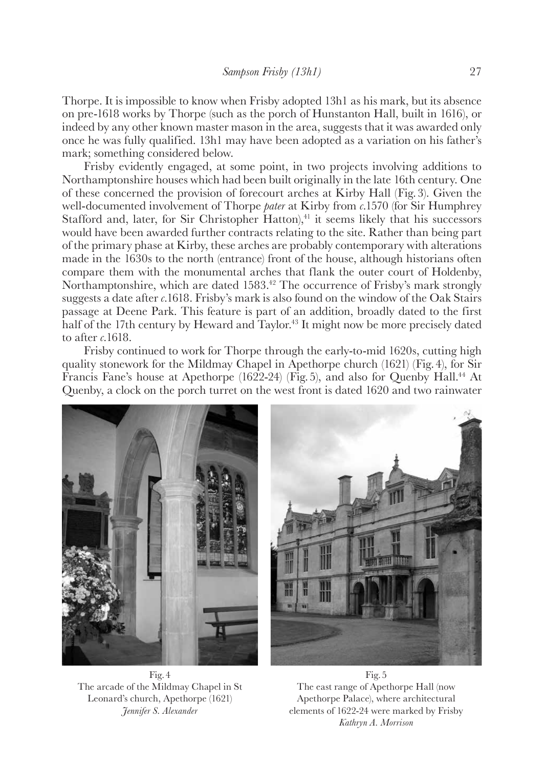Thorpe. It is impossible to know when Frisby adopted 13h1 as his mark, but its absence on pre-1618 works by Thorpe (such as the porch of Hunstanton Hall, built in 1616), or indeed by any other known master mason in the area, suggests that it was awarded only once he was fully qualified. 13h1 may have been adopted as a variation on his father's mark; something considered below.

Frisby evidently engaged, at some point, in two projects involving additions to Northamptonshire houses which had been built originally in the late 16th century. One of these concerned the provision of forecourt arches at Kirby Hall (Fig. 3). Given the well-documented involvement of Thorpe *pater* at Kirby from *c.*1570 (for Sir Humphrey Stafford and, later, for Sir Christopher Hatton),[41] it seems likely that his successors would have been awarded further contracts relating to the site. Rather than being part of the primary phase at Kirby, these arches are probably contemporary with alterations made in the 1630s to the north (entrance) front of the house, although historians often compare them with the monumental arches that flank the outer court of Holdenby, Northamptonshire, which are dated 1583.[42] The occurrence of Frisby's mark strongly suggests a date after *c.*1618. Frisby's mark is also found on the window of the Oak Stairs passage at Deene Park. This feature is part of an addition, broadly dated to the first half of the 17th century by Heward and Taylor.[43] It might now be more precisely dated to after *c.*1618.

Frisby continued to work for Thorpe through the early-to-mid 1620s, cutting high quality stonework for the Mildmay Chapel in Apethorpe church (1621) (Fig. 4), for Sir Francis Fane's house at Apethorpe (1622-24) (Fig. 5), and also for Quenby Hall.[44] At Quenby, a clock on the porch turret on the west front is dated 1620 and two rainwater

Fig. 4
The arcade of the Mildmay Chapel in St Leonard's church, Apethorpe (1621)
*Jennifer S. Alexander*

Fig. 5
The east range of Apethorpe Hall (now Apethorpe Palace), where architectural elements of 1622-24 were marked by Frisby
*Kathryn A. Morrison*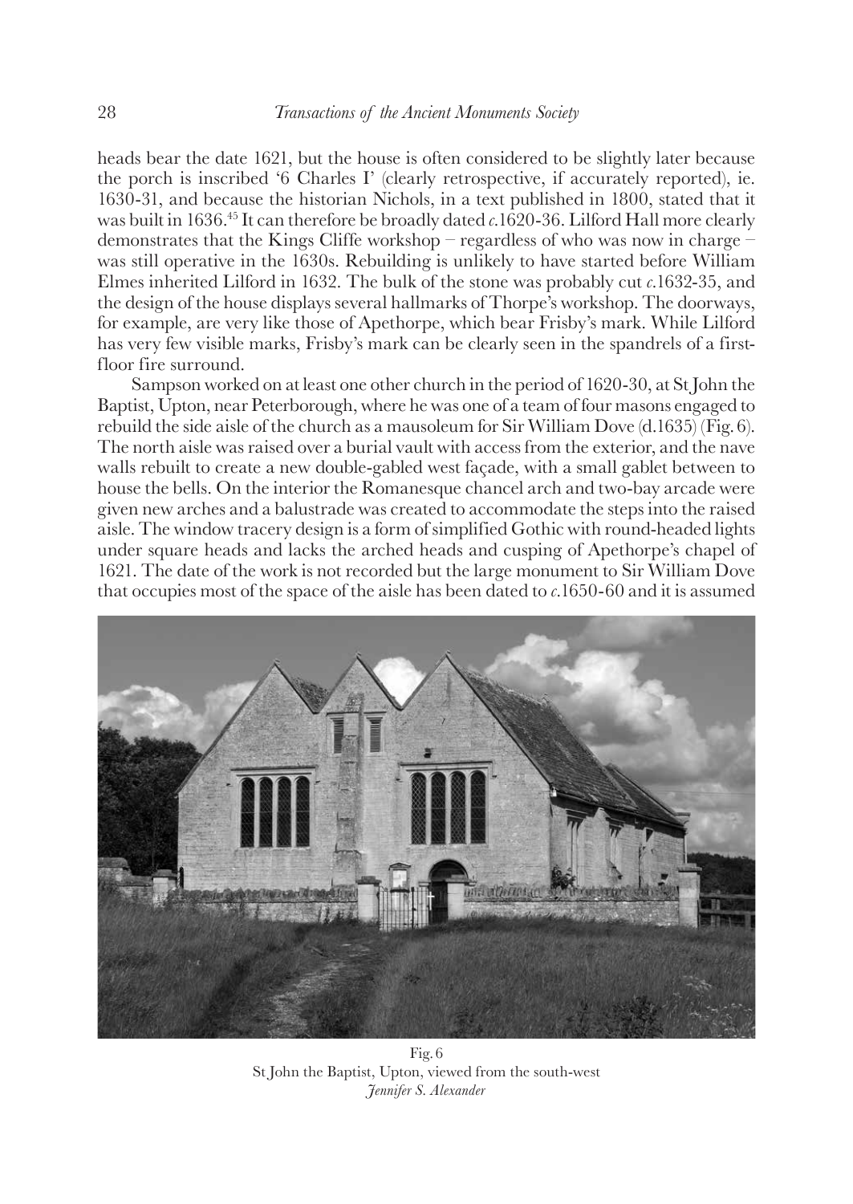heads bear the date 1621, but the house is often considered to be slightly later because the porch is inscribed '6 Charles I' (clearly retrospective, if accurately reported), ie. 1630-31, and because the historian Nichols, in a text published in 1800, stated that it was built in 1636.[45] It can therefore be broadly dated *c.*1620-36. Lilford Hall more clearly demonstrates that the Kings Cliffe workshop – regardless of who was now in charge – was still operative in the 1630s. Rebuilding is unlikely to have started before William Elmes inherited Lilford in 1632. The bulk of the stone was probably cut *c.*1632-35, and the design of the house displays several hallmarks of Thorpe's workshop. The doorways, for example, are very like those of Apethorpe, which bear Frisby's mark. While Lilford has very few visible marks, Frisby's mark can be clearly seen in the spandrels of a first-floor fire surround.

Sampson worked on at least one other church in the period of 1620-30, at St John the Baptist, Upton, near Peterborough, where he was one of a team of four masons engaged to rebuild the side aisle of the church as a mausoleum for Sir William Dove (d.1635) (Fig. 6). The north aisle was raised over a burial vault with access from the exterior, and the nave walls rebuilt to create a new double-gabled west façade, with a small gablet between to house the bells. On the interior the Romanesque chancel arch and two-bay arcade were given new arches and a balustrade was created to accommodate the steps into the raised aisle. The window tracery design is a form of simplified Gothic with round-headed lights under square heads and lacks the arched heads and cusping of Apethorpe's chapel of 1621. The date of the work is not recorded but the large monument to Sir William Dove that occupies most of the space of the aisle has been dated to *c.*1650-60 and it is assumed

Fig. 6
St John the Baptist, Upton, viewed from the south-west
*Jennifer S. Alexander*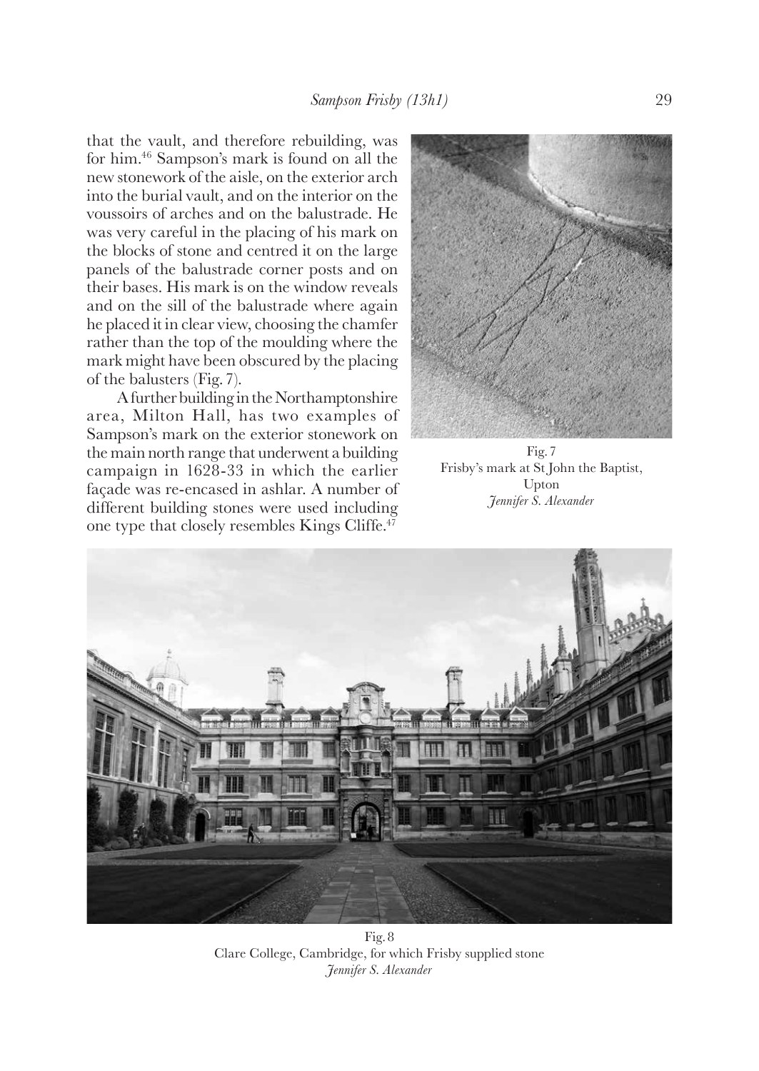that the vault, and therefore rebuilding, was for him.[46] Sampson's mark is found on all the new stonework of the aisle, on the exterior arch into the burial vault, and on the interior on the voussoirs of arches and on the balustrade. He was very careful in the placing of his mark on the blocks of stone and centred it on the large panels of the balustrade corner posts and on their bases. His mark is on the window reveals and on the sill of the balustrade where again he placed it in clear view, choosing the chamfer rather than the top of the moulding where the mark might have been obscured by the placing of the balusters (Fig. 7).

A further building in the Northamptonshire area, Milton Hall, has two examples of Sampson's mark on the exterior stonework on the main north range that underwent a building campaign in 1628-33 in which the earlier façade was re-encased in ashlar. A number of different building stones were used including one type that closely resembles Kings Cliffe.[47]

Fig. 7
Frisby's mark at St John the Baptist, Upton
*Jennifer S. Alexander*

Fig. 8
Clare College, Cambridge, for which Frisby supplied stone
*Jennifer S. Alexander*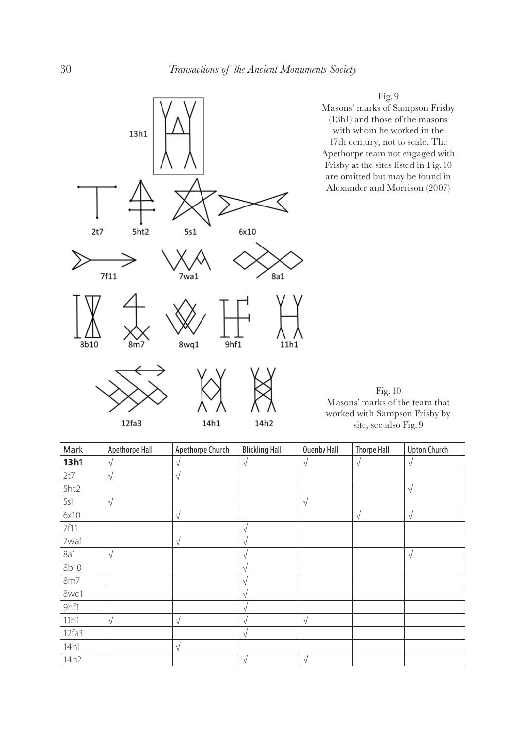Fig. 9
Masons' marks of Sampson Frisby (13h1) and those of the masons with whom he worked in the 17th century, not to scale. The Apethorpe team not engaged with Frisby at the sites listed in Fig. 10 are omitted but may be found in Alexander and Morrison (2007)

Fig. 10
Masons' marks of the team that worked with Sampson Frisby by site, see also Fig. 9

| Mark | Apethorpe Hall | Apethorpe Church | Blickling Hall | Quenby Hall | Thorpe Hall | Upton Church |
|---|---|---|---|---|---|---|
| **13h1** | √ | √ | √ | √ | √ | √ |
| 2t7 | √ | √ | | | | |
| 5ht2 | | | | | | √ |
| 5s1 | √ | | | √ | | |
| 6x10 | | √ | | | √ | √ |
| 7f11 | | | √ | | | |
| 7wa1 | | √ | √ | | | |
| 8a1 | √ | | √ | | | √ |
| 8b10 | | | √ | | | |
| 8m7 | | | √ | | | |
| 8wq1 | | | √ | | | |
| 9hf1 | | | √ | | | |
| 11h1 | √ | √ | √ | √ | | |
| 12fa3 | | | √ | | | |
| 14h1 | | √ | | | | |
| 14h2 | | | √ | √ | | |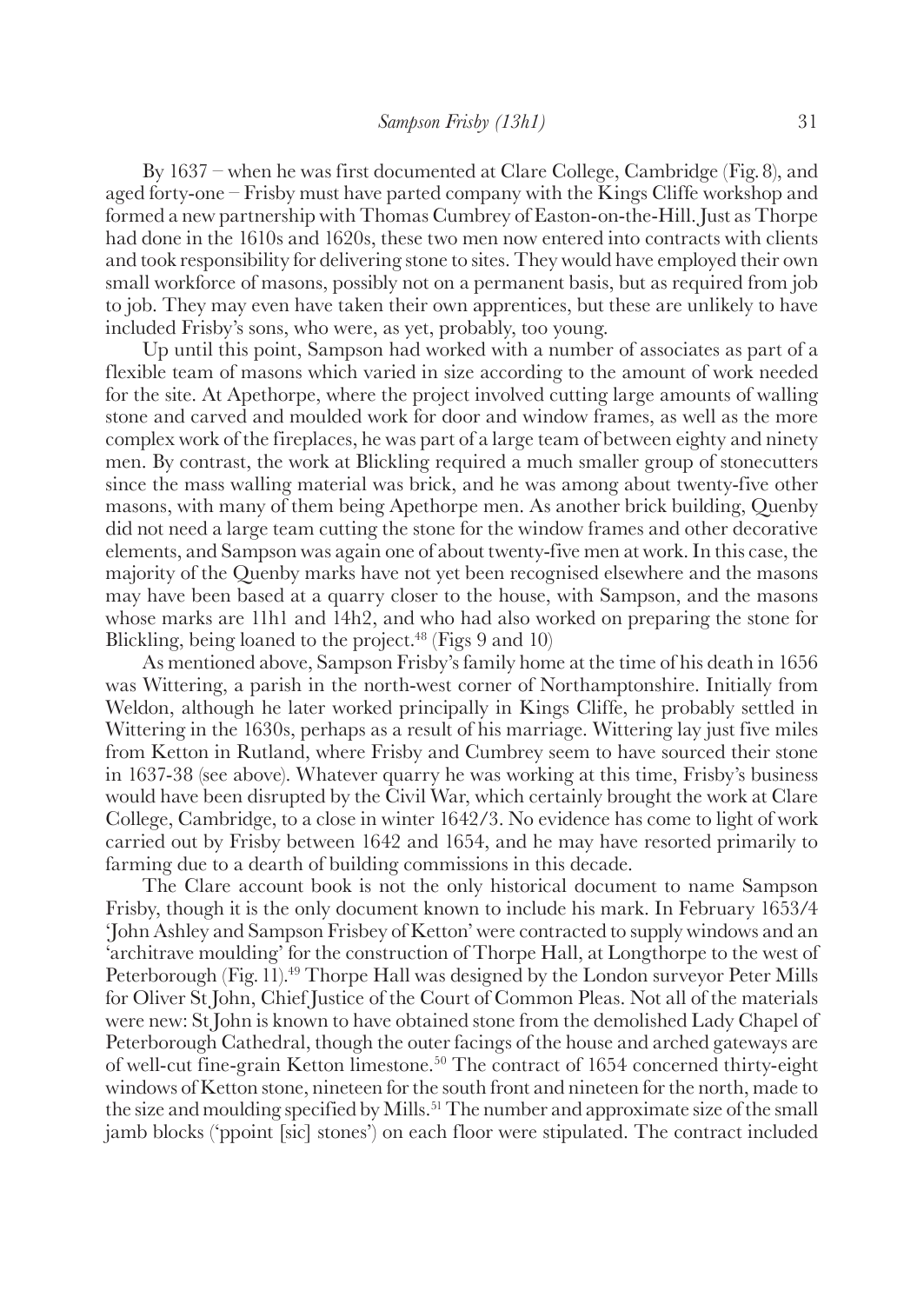By 1637 – when he was first documented at Clare College, Cambridge (Fig. 8), and aged forty-one – Frisby must have parted company with the Kings Cliffe workshop and formed a new partnership with Thomas Cumbrey of Easton-on-the-Hill. Just as Thorpe had done in the 1610s and 1620s, these two men now entered into contracts with clients and took responsibility for delivering stone to sites. They would have employed their own small workforce of masons, possibly not on a permanent basis, but as required from job to job. They may even have taken their own apprentices, but these are unlikely to have included Frisby's sons, who were, as yet, probably, too young.

Up until this point, Sampson had worked with a number of associates as part of a flexible team of masons which varied in size according to the amount of work needed for the site. At Apethorpe, where the project involved cutting large amounts of walling stone and carved and moulded work for door and window frames, as well as the more complex work of the fireplaces, he was part of a large team of between eighty and ninety men. By contrast, the work at Blickling required a much smaller group of stonecutters since the mass walling material was brick, and he was among about twenty-five other masons, with many of them being Apethorpe men. As another brick building, Quenby did not need a large team cutting the stone for the window frames and other decorative elements, and Sampson was again one of about twenty-five men at work. In this case, the majority of the Quenby marks have not yet been recognised elsewhere and the masons may have been based at a quarry closer to the house, with Sampson, and the masons whose marks are 11h1 and 14h2, and who had also worked on preparing the stone for Blickling, being loaned to the project.[48] (Figs 9 and 10)

As mentioned above, Sampson Frisby's family home at the time of his death in 1656 was Wittering, a parish in the north-west corner of Northamptonshire. Initially from Weldon, although he later worked principally in Kings Cliffe, he probably settled in Wittering in the 1630s, perhaps as a result of his marriage. Wittering lay just five miles from Ketton in Rutland, where Frisby and Cumbrey seem to have sourced their stone in 1637-38 (see above). Whatever quarry he was working at this time, Frisby's business would have been disrupted by the Civil War, which certainly brought the work at Clare College, Cambridge, to a close in winter 1642/3. No evidence has come to light of work carried out by Frisby between 1642 and 1654, and he may have resorted primarily to farming due to a dearth of building commissions in this decade.

The Clare account book is not the only historical document to name Sampson Frisby, though it is the only document known to include his mark. In February 1653/4 'John Ashley and Sampson Frisbey of Ketton' were contracted to supply windows and an 'architrave moulding' for the construction of Thorpe Hall, at Longthorpe to the west of Peterborough (Fig. 11).[49] Thorpe Hall was designed by the London surveyor Peter Mills for Oliver St John, Chief Justice of the Court of Common Pleas. Not all of the materials were new: St John is known to have obtained stone from the demolished Lady Chapel of Peterborough Cathedral, though the outer facings of the house and arched gateways are of well-cut fine-grain Ketton limestone.[50] The contract of 1654 concerned thirty-eight windows of Ketton stone, nineteen for the south front and nineteen for the north, made to the size and moulding specified by Mills.[51] The number and approximate size of the small jamb blocks ('ppoint [sic] stones') on each floor were stipulated. The contract included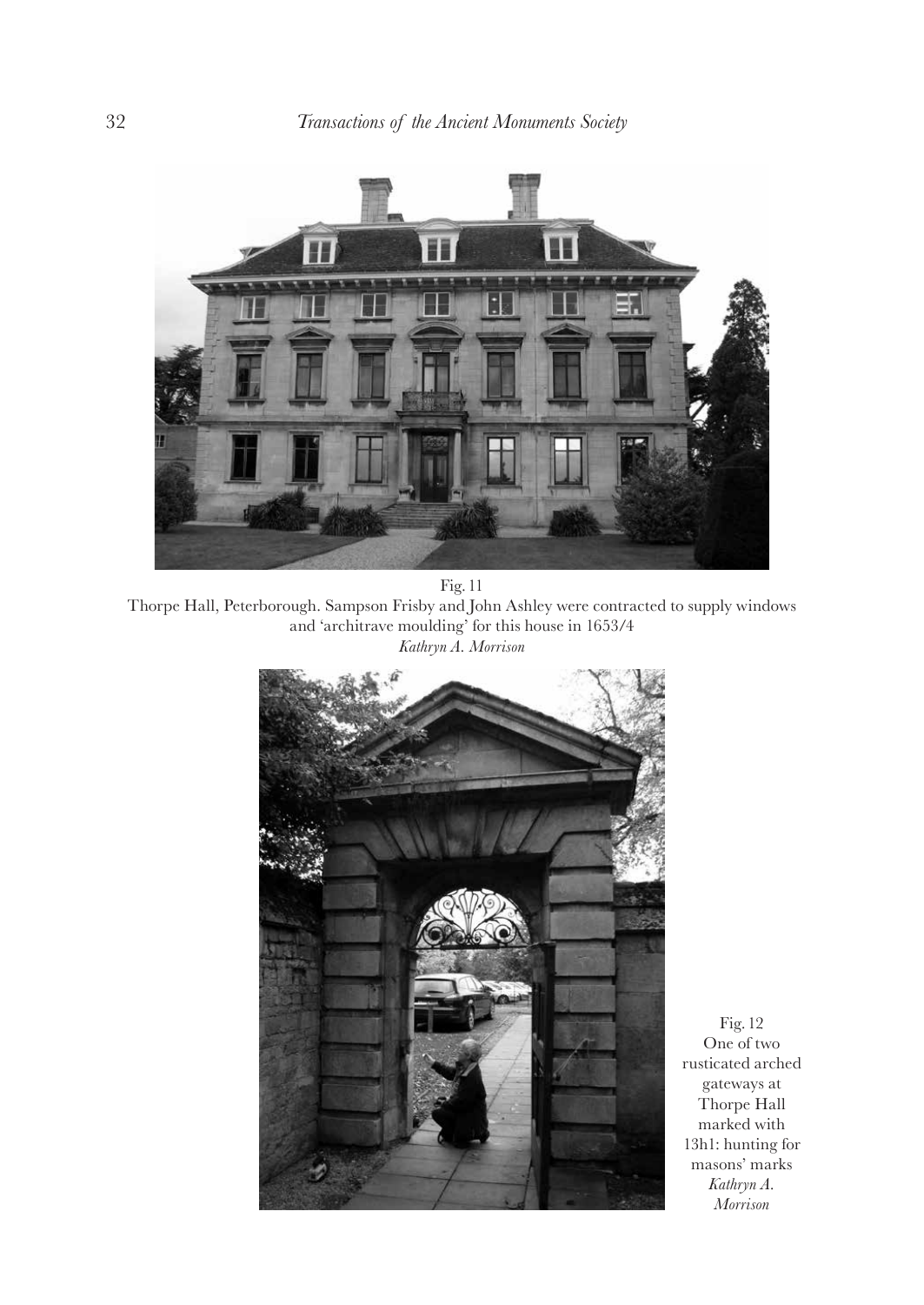Fig. 11
Thorpe Hall, Peterborough. Sampson Frisby and John Ashley were contracted to supply windows and 'architrave moulding' for this house in 1653/4
*Kathryn A. Morrison*

Fig. 12
One of two rusticated arched gateways at Thorpe Hall marked with 13h1: hunting for masons' marks
*Kathryn A. Morrison*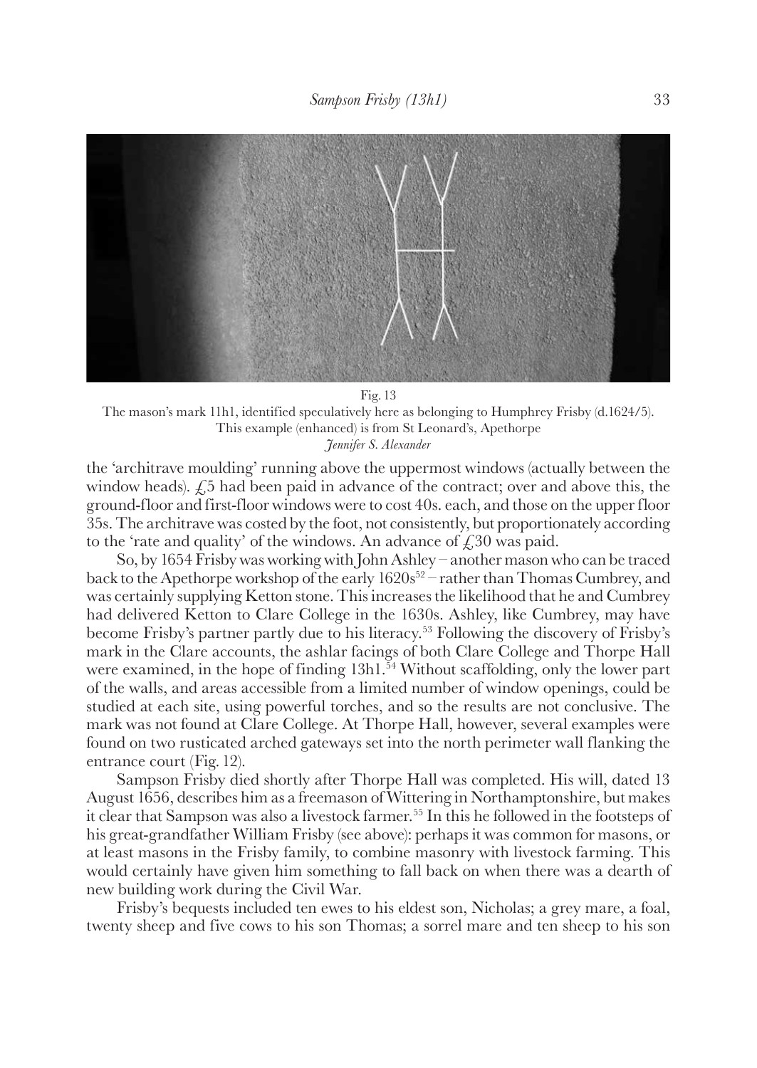Fig. 13

The mason's mark 11h1, identified speculatively here as belonging to Humphrey Frisby (d.1624/5). This example (enhanced) is from St Leonard's, Apethorpe

*Jennifer S. Alexander*

the 'architrave moulding' running above the uppermost windows (actually between the window heads). £5 had been paid in advance of the contract; over and above this, the ground-floor and first-floor windows were to cost 40s. each, and those on the upper floor 35s. The architrave was costed by the foot, not consistently, but proportionately according to the 'rate and quality' of the windows. An advance of £30 was paid.

So, by 1654 Frisby was working with John Ashley – another mason who can be traced back to the Apethorpe workshop of the early 1620s[52] – rather than Thomas Cumbrey, and was certainly supplying Ketton stone. This increases the likelihood that he and Cumbrey had delivered Ketton to Clare College in the 1630s. Ashley, like Cumbrey, may have become Frisby's partner partly due to his literacy.[53] Following the discovery of Frisby's mark in the Clare accounts, the ashlar facings of both Clare College and Thorpe Hall were examined, in the hope of finding 13h1.[54] Without scaffolding, only the lower part of the walls, and areas accessible from a limited number of window openings, could be studied at each site, using powerful torches, and so the results are not conclusive. The mark was not found at Clare College. At Thorpe Hall, however, several examples were found on two rusticated arched gateways set into the north perimeter wall flanking the entrance court (Fig. 12).

Sampson Frisby died shortly after Thorpe Hall was completed. His will, dated 13 August 1656, describes him as a freemason of Wittering in Northamptonshire, but makes it clear that Sampson was also a livestock farmer.[55] In this he followed in the footsteps of his great-grandfather William Frisby (see above): perhaps it was common for masons, or at least masons in the Frisby family, to combine masonry with livestock farming. This would certainly have given him something to fall back on when there was a dearth of new building work during the Civil War.

Frisby's bequests included ten ewes to his eldest son, Nicholas; a grey mare, a foal, twenty sheep and five cows to his son Thomas; a sorrel mare and ten sheep to his son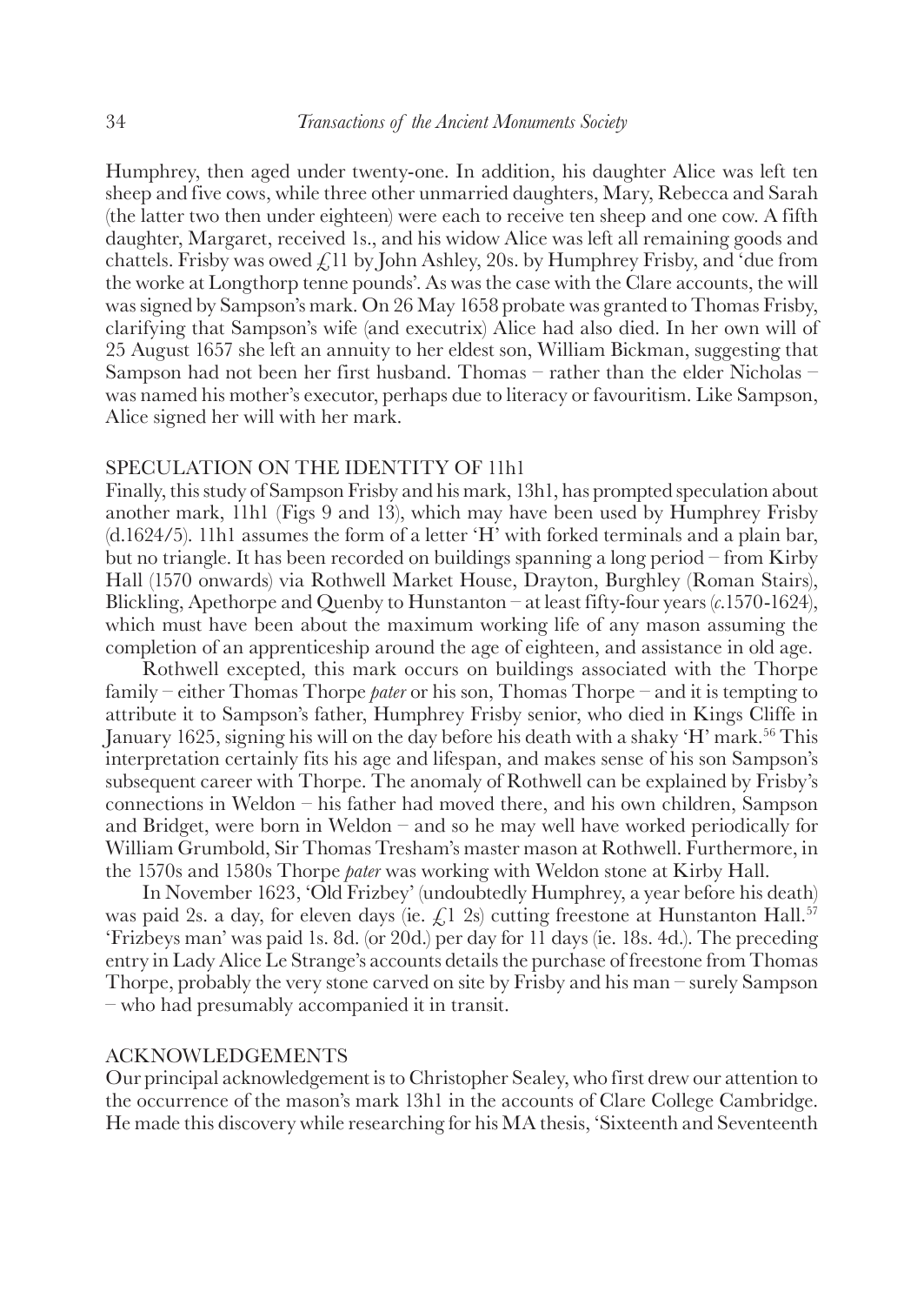Humphrey, then aged under twenty-one. In addition, his daughter Alice was left ten sheep and five cows, while three other unmarried daughters, Mary, Rebecca and Sarah (the latter two then under eighteen) were each to receive ten sheep and one cow. A fifth daughter, Margaret, received 1s., and his widow Alice was left all remaining goods and chattels. Frisby was owed £11 by John Ashley, 20s. by Humphrey Frisby, and 'due from the worke at Longthorp tenne pounds'. As was the case with the Clare accounts, the will was signed by Sampson's mark. On 26 May 1658 probate was granted to Thomas Frisby, clarifying that Sampson's wife (and executrix) Alice had also died. In her own will of 25 August 1657 she left an annuity to her eldest son, William Bickman, suggesting that Sampson had not been her first husband. Thomas – rather than the elder Nicholas – was named his mother's executor, perhaps due to literacy or favouritism. Like Sampson, Alice signed her will with her mark.

## SPECULATION ON THE IDENTITY OF 11h1

Finally, this study of Sampson Frisby and his mark, 13h1, has prompted speculation about another mark, 11h1 (Figs 9 and 13), which may have been used by Humphrey Frisby (d.1624/5). 11h1 assumes the form of a letter 'H' with forked terminals and a plain bar, but no triangle. It has been recorded on buildings spanning a long period – from Kirby Hall (1570 onwards) via Rothwell Market House, Drayton, Burghley (Roman Stairs), Blickling, Apethorpe and Quenby to Hunstanton – at least fifty-four years (*c.*1570-1624), which must have been about the maximum working life of any mason assuming the completion of an apprenticeship around the age of eighteen, and assistance in old age.

Rothwell excepted, this mark occurs on buildings associated with the Thorpe family – either Thomas Thorpe *pater* or his son, Thomas Thorpe – and it is tempting to attribute it to Sampson's father, Humphrey Frisby senior, who died in Kings Cliffe in January 1625, signing his will on the day before his death with a shaky 'H' mark.[56] This interpretation certainly fits his age and lifespan, and makes sense of his son Sampson's subsequent career with Thorpe. The anomaly of Rothwell can be explained by Frisby's connections in Weldon – his father had moved there, and his own children, Sampson and Bridget, were born in Weldon – and so he may well have worked periodically for William Grumbold, Sir Thomas Tresham's master mason at Rothwell. Furthermore, in the 1570s and 1580s Thorpe *pater* was working with Weldon stone at Kirby Hall.

In November 1623, 'Old Frizbey' (undoubtedly Humphrey, a year before his death) was paid 2s. a day, for eleven days (ie. £1 2s) cutting freestone at Hunstanton Hall.[57] 'Frizbeys man' was paid 1s. 8d. (or 20d.) per day for 11 days (ie. 18s. 4d.). The preceding entry in Lady Alice Le Strange's accounts details the purchase of freestone from Thomas Thorpe, probably the very stone carved on site by Frisby and his man – surely Sampson – who had presumably accompanied it in transit.

## ACKNOWLEDGEMENTS

Our principal acknowledgement is to Christopher Sealey, who first drew our attention to the occurrence of the mason's mark 13h1 in the accounts of Clare College Cambridge. He made this discovery while researching for his MA thesis, 'Sixteenth and Seventeenth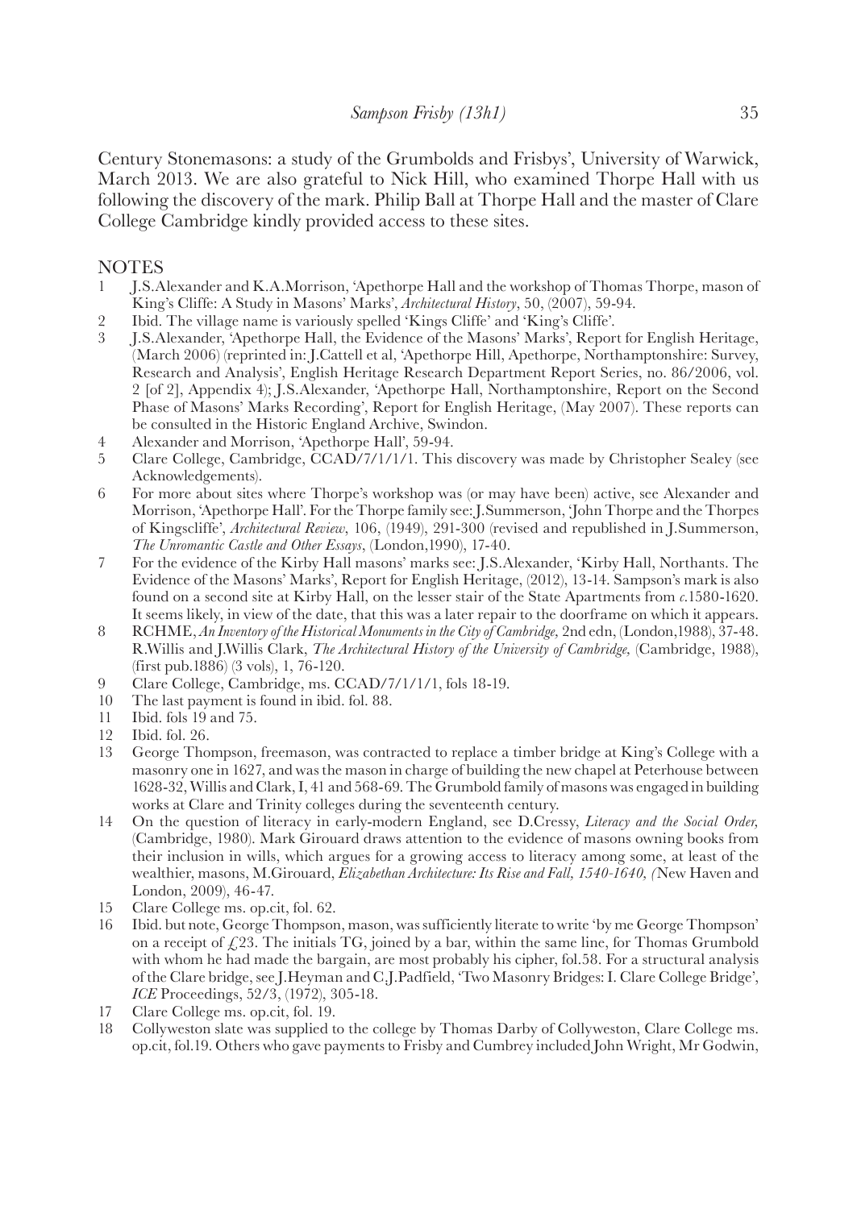Century Stonemasons: a study of the Grumbolds and Frisbys', University of Warwick, March 2013. We are also grateful to Nick Hill, who examined Thorpe Hall with us following the discovery of the mark. Philip Ball at Thorpe Hall and the master of Clare College Cambridge kindly provided access to these sites.

## NOTES

1. J.S.Alexander and K.A.Morrison, 'Apethorpe Hall and the workshop of Thomas Thorpe, mason of King's Cliffe: A Study in Masons' Marks', *Architectural History*, 50, (2007), 59-94.
2. Ibid. The village name is variously spelled 'Kings Cliffe' and 'King's Cliffe'.
3. J.S.Alexander, 'Apethorpe Hall, the Evidence of the Masons' Marks', Report for English Heritage, (March 2006) (reprinted in: J.Cattell et al, 'Apethorpe Hill, Apethorpe, Northamptonshire: Survey, Research and Analysis', English Heritage Research Department Report Series, no. 86/2006, vol. 2 [of 2], Appendix 4); J.S.Alexander, 'Apethorpe Hall, Northamptonshire, Report on the Second Phase of Masons' Marks Recording', Report for English Heritage, (May 2007). These reports can be consulted in the Historic England Archive, Swindon.
4. Alexander and Morrison, 'Apethorpe Hall', 59-94.
5. Clare College, Cambridge, CCAD/7/1/1/1. This discovery was made by Christopher Sealey (see Acknowledgements).
6. For more about sites where Thorpe's workshop was (or may have been) active, see Alexander and Morrison, 'Apethorpe Hall'. For the Thorpe family see: J.Summerson, 'John Thorpe and the Thorpes of Kingscliffe', *Architectural Review*, 106, (1949), 291-300 (revised and republished in J.Summerson, *The Unromantic Castle and Other Essays*, (London,1990), 17-40.
7. For the evidence of the Kirby Hall masons' marks see: J.S.Alexander, 'Kirby Hall, Northants. The Evidence of the Masons' Marks', Report for English Heritage, (2012), 13-14. Sampson's mark is also found on a second site at Kirby Hall, on the lesser stair of the State Apartments from *c*.1580-1620. It seems likely, in view of the date, that this was a later repair to the doorframe on which it appears.
8. RCHME, *An Inventory of the Historical Monuments in the City of Cambridge,* 2nd edn, (London,1988), 37-48. R.Willis and J.Willis Clark, *The Architectural History of the University of Cambridge,* (Cambridge, 1988), (first pub.1886) (3 vols), 1, 76-120.
9. Clare College, Cambridge, ms. CCAD/7/1/1/1, fols 18-19.
10. The last payment is found in ibid. fol. 88.
11. Ibid. fols 19 and 75.
12. Ibid. fol. 26.
13. George Thompson, freemason, was contracted to replace a timber bridge at King's College with a masonry one in 1627, and was the mason in charge of building the new chapel at Peterhouse between 1628-32, Willis and Clark, I, 41 and 568-69. The Grumbold family of masons was engaged in building works at Clare and Trinity colleges during the seventeenth century.
14. On the question of literacy in early-modern England, see D.Cressy, *Literacy and the Social Order,* (Cambridge, 1980). Mark Girouard draws attention to the evidence of masons owning books from their inclusion in wills, which argues for a growing access to literacy among some, at least of the wealthier, masons, M.Girouard, *Elizabethan Architecture: Its Rise and Fall, 1540-1640, (*New Haven and London, 2009), 46-47.
15. Clare College ms. op.cit, fol. 62.
16. Ibid. but note, George Thompson, mason, was sufficiently literate to write 'by me George Thompson' on a receipt of £23. The initials TG, joined by a bar, within the same line, for Thomas Grumbold with whom he had made the bargain, are most probably his cipher, fol.58. For a structural analysis of the Clare bridge, see J.Heyman and C.J.Padfield, 'Two Masonry Bridges: I. Clare College Bridge', *ICE* Proceedings, 52/3, (1972), 305-18.
17. Clare College ms. op.cit, fol. 19.
18. Collyweston slate was supplied to the college by Thomas Darby of Collyweston, Clare College ms. op.cit, fol.19. Others who gave payments to Frisby and Cumbrey included John Wright, Mr Godwin,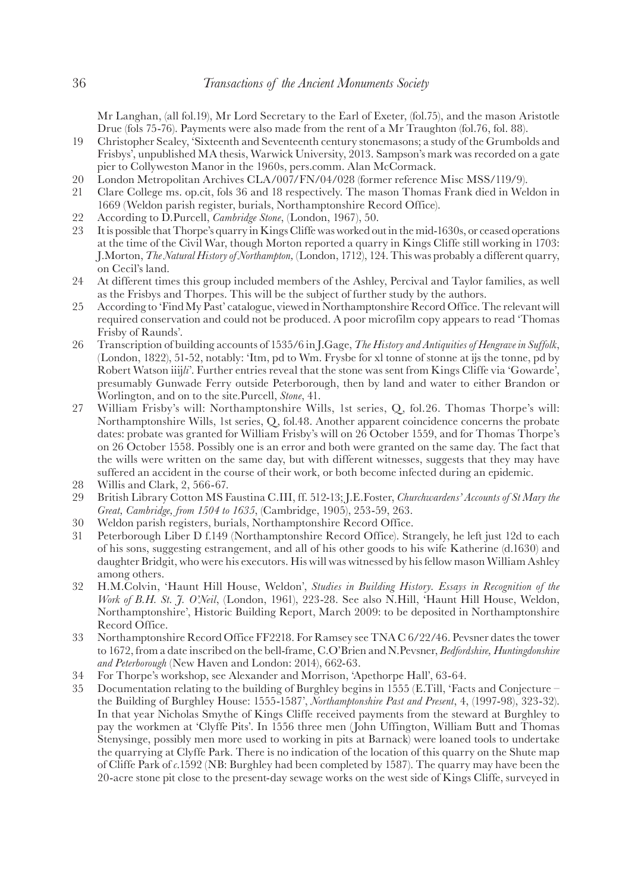Mr Langhan, (all fol.19), Mr Lord Secretary to the Earl of Exeter, (fol.75), and the mason Aristotle Drue (fols 75-76). Payments were also made from the rent of a Mr Traughton (fol.76, fol. 88).

19 Christopher Sealey, 'Sixteenth and Seventeenth century stonemasons; a study of the Grumbolds and Frisbys', unpublished MA thesis, Warwick University, 2013. Sampson's mark was recorded on a gate pier to Collyweston Manor in the 1960s, pers.comm. Alan McCormack.

20 London Metropolitan Archives CLA/007/FN/04/028 (former reference Misc MSS/119/9).

21 Clare College ms. op.cit, fols 36 and 18 respectively. The mason Thomas Frank died in Weldon in 1669 (Weldon parish register, burials, Northamptonshire Record Office).

22 According to D.Purcell, *Cambridge Stone*, (London, 1967), 50.

23 It is possible that Thorpe's quarry in Kings Cliffe was worked out in the mid-1630s, or ceased operations at the time of the Civil War, though Morton reported a quarry in Kings Cliffe still working in 1703: J.Morton, *The Natural History of Northampton*, (London, 1712), 124. This was probably a different quarry, on Cecil's land.

24 At different times this group included members of the Ashley, Percival and Taylor families, as well as the Frisbys and Thorpes. This will be the subject of further study by the authors.

25 According to 'Find My Past' catalogue, viewed in Northamptonshire Record Office. The relevant will required conservation and could not be produced. A poor microfilm copy appears to read 'Thomas Frisby of Raunds'.

26 Transcription of building accounts of 1535/6 in J.Gage, *The History and Antiquities of Hengrave in Suffolk*, (London, 1822), 51-52, notably: 'Itm, pd to Wm. Frysbe for xl tonne of stonne at ijs the tonne, pd by Robert Watson iiij*li*'. Further entries reveal that the stone was sent from Kings Cliffe via 'Gowarde', presumably Gunwade Ferry outside Peterborough, then by land and water to either Brandon or Worlington, and on to the site. Purcell, *Stone*, 41.

27 William Frisby's will: Northamptonshire Wills, 1st series, Q, fol.26. Thomas Thorpe's will: Northamptonshire Wills, 1st series, Q, fol.48. Another apparent coincidence concerns the probate dates: probate was granted for William Frisby's will on 26 October 1559, and for Thomas Thorpe's on 26 October 1558. Possibly one is an error and both were granted on the same day. The fact that the wills were written on the same day, but with different witnesses, suggests that they may have suffered an accident in the course of their work, or both become infected during an epidemic.

28 Willis and Clark, 2, 566-67.

29 British Library Cotton MS Faustina C.III, ff. 512-13; J.E.Foster, *Churchwardens' Accounts of St Mary the Great, Cambridge, from 1504 to 1635*, (Cambridge, 1905), 253-59, 263.

30 Weldon parish registers, burials, Northamptonshire Record Office.

31 Peterborough Liber D f.149 (Northamptonshire Record Office). Strangely, he left just 12d to each of his sons, suggesting estrangement, and all of his other goods to his wife Katherine (d.1630) and daughter Bridgit, who were his executors. His will was witnessed by his fellow mason William Ashley among others.

32 H.M.Colvin, 'Haunt Hill House, Weldon', *Studies in Building History. Essays in Recognition of the Work of B.H. St. J. O'Neil*, (London, 1961), 223-28. See also N.Hill, 'Haunt Hill House, Weldon, Northamptonshire', Historic Building Report, March 2009: to be deposited in Northamptonshire Record Office.

33 Northamptonshire Record Office FF2218. For Ramsey see TNA C 6/22/46. Pevsner dates the tower to 1672, from a date inscribed on the bell-frame, C.O'Brien and N.Pevsner, *Bedfordshire, Huntingdonshire and Peterborough* (New Haven and London: 2014), 662-63.

34 For Thorpe's workshop, see Alexander and Morrison, 'Apethorpe Hall', 63-64.

35 Documentation relating to the building of Burghley begins in 1555 (E.Till, 'Facts and Conjecture – the Building of Burghley House: 1555-1587', *Northamptonshire Past and Present*, 4, (1997-98), 323-32). In that year Nicholas Smythe of Kings Cliffe received payments from the steward at Burghley to pay the workmen at 'Clyffe Pits'. In 1556 three men (John Uffington, William Butt and Thomas Stenysinge, possibly men more used to working in pits at Barnack) were loaned tools to undertake the quarrying at Clyffe Park. There is no indication of the location of this quarry on the Shute map of Cliffe Park of *c*.1592 (NB: Burghley had been completed by 1587). The quarry may have been the 20-acre stone pit close to the present-day sewage works on the west side of Kings Cliffe, surveyed in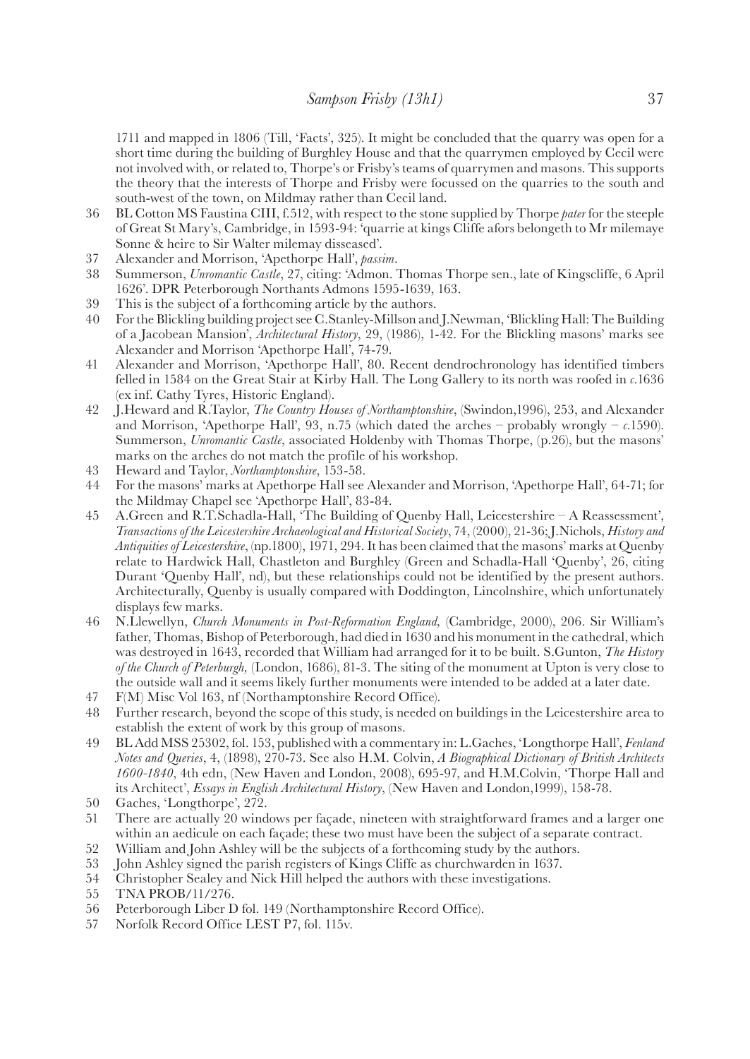1711 and mapped in 1806 (Till, 'Facts', 325). It might be concluded that the quarry was open for a short time during the building of Burghley House and that the quarrymen employed by Cecil were not involved with, or related to, Thorpe's or Frisby's teams of quarrymen and masons. This supports the theory that the interests of Thorpe and Frisby were focussed on the quarries to the south and south-west of the town, on Mildmay rather than Cecil land.

36 BL Cotton MS Faustina CIII, f.512, with respect to the stone supplied by Thorpe *pater* for the steeple of Great St Mary's, Cambridge, in 1593-94: 'quarrie at kings Cliffe afors belongeth to Mr milemaye Sonne & heire to Sir Walter milemay disseased'.

37 Alexander and Morrison, 'Apethorpe Hall', *passim*.

38 Summerson, *Unromantic Castle*, 27, citing: 'Admon. Thomas Thorpe sen., late of Kingscliffe, 6 April 1626'. DPR Peterborough Northants Admons 1595-1639, 163.

39 This is the subject of a forthcoming article by the authors.

40 For the Blickling building project see C.Stanley-Millson and J.Newman, 'Blickling Hall: The Building of a Jacobean Mansion', *Architectural History*, 29, (1986), 1-42. For the Blickling masons' marks see Alexander and Morrison 'Apethorpe Hall', 74-79.

41 Alexander and Morrison, 'Apethorpe Hall', 80. Recent dendrochronology has identified timbers felled in 1584 on the Great Stair at Kirby Hall. The Long Gallery to its north was roofed in *c.*1636 (ex inf. Cathy Tyres, Historic England).

42 J.Heward and R.Taylor, *The Country Houses of Northamptonshire*, (Swindon,1996), 253, and Alexander and Morrison, 'Apethorpe Hall', 93, n.75 (which dated the arches – probably wrongly – *c.*1590). Summerson, *Unromantic Castle*, associated Holdenby with Thomas Thorpe, (p.26), but the masons' marks on the arches do not match the profile of his workshop.

43 Heward and Taylor, *Northamptonshire*, 153-58.

44 For the masons' marks at Apethorpe Hall see Alexander and Morrison, 'Apethorpe Hall', 64-71; for the Mildmay Chapel see 'Apethorpe Hall', 83-84.

45 A.Green and R.T.Schadla-Hall, 'The Building of Quenby Hall, Leicestershire – A Reassessment', *Transactions of the Leicestershire Archaeological and Historical Society*, 74, (2000), 21-36; J.Nichols, *History and Antiquities of Leicestershire*, (np.1800), 1971, 294. It has been claimed that the masons' marks at Quenby relate to Hardwick Hall, Chastleton and Burghley (Green and Schadla-Hall 'Quenby', 26, citing Durant 'Quenby Hall', nd), but these relationships could not be identified by the present authors. Architecturally, Quenby is usually compared with Doddington, Lincolnshire, which unfortunately displays few marks.

46 N.Llewellyn, *Church Monuments in Post-Reformation England,* (Cambridge, 2000), 206. Sir William's father, Thomas, Bishop of Peterborough, had died in 1630 and his monument in the cathedral, which was destroyed in 1643, recorded that William had arranged for it to be built. S.Gunton, *The History of the Church of Peterburgh,* (London, 1686), 81-3. The siting of the monument at Upton is very close to the outside wall and it seems likely further monuments were intended to be added at a later date.

47 F(M) Misc Vol 163, nf (Northamptonshire Record Office).

48 Further research, beyond the scope of this study, is needed on buildings in the Leicestershire area to establish the extent of work by this group of masons.

49 BL Add MSS 25302, fol. 153, published with a commentary in: L.Gaches, 'Longthorpe Hall', *Fenland Notes and Queries*, 4, (1898), 270-73. See also H.M. Colvin, *A Biographical Dictionary of British Architects 1600-1840*, 4th edn, (New Haven and London, 2008), 695-97, and H.M.Colvin, 'Thorpe Hall and its Architect', *Essays in English Architectural History*, (New Haven and London,1999), 158-78.

50 Gaches, 'Longthorpe', 272.

51 There are actually 20 windows per façade, nineteen with straightforward frames and a larger one within an aedicule on each façade; these two must have been the subject of a separate contract.

52 William and John Ashley will be the subjects of a forthcoming study by the authors.

53 John Ashley signed the parish registers of Kings Cliffe as churchwarden in 1637.

54 Christopher Sealey and Nick Hill helped the authors with these investigations.

55 TNA PROB/11/276.

56 Peterborough Liber D fol. 149 (Northamptonshire Record Office).

57 Norfolk Record Office LEST P7, fol. 115v.